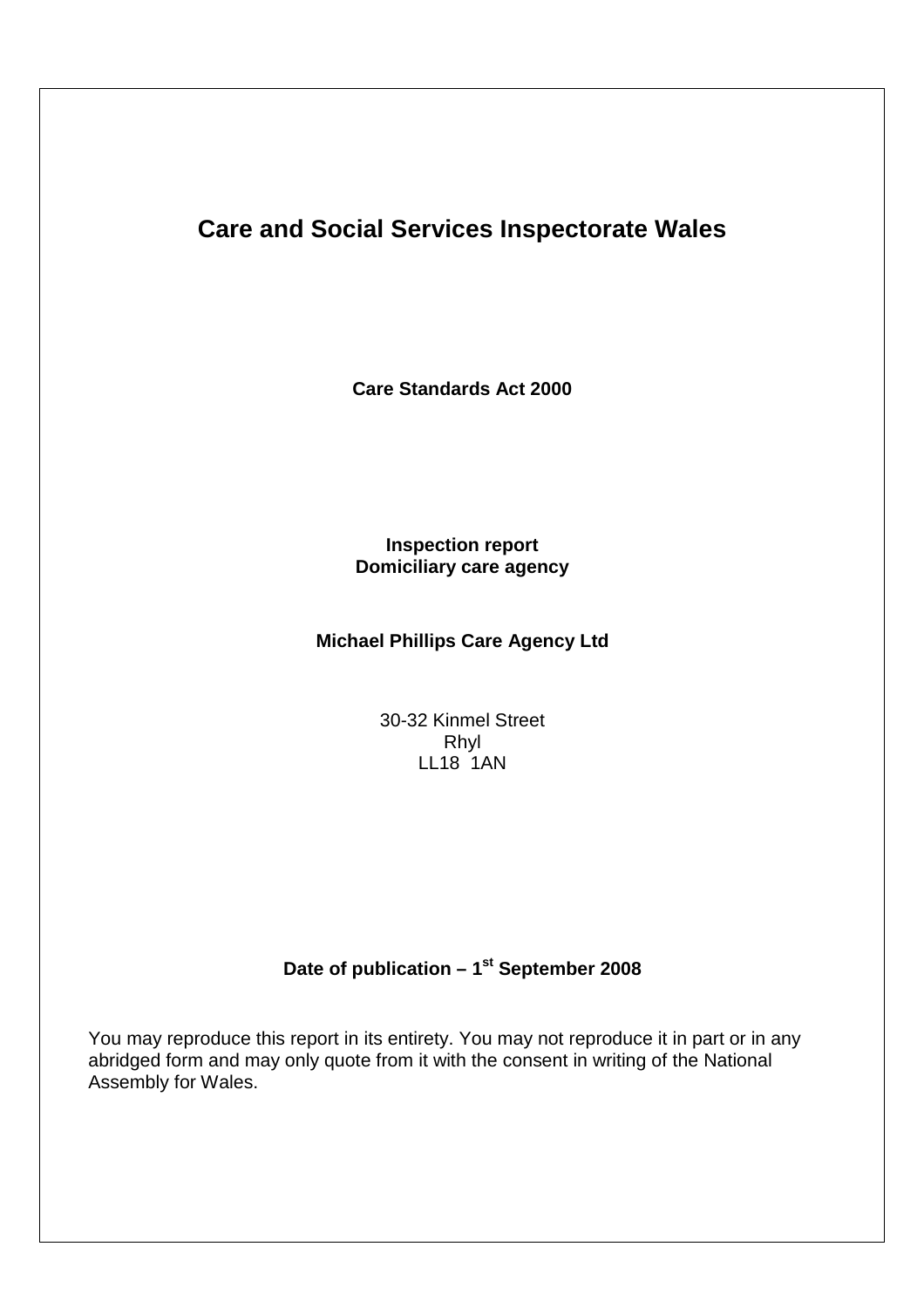# Care and Social Services Inspectorate Wales

**Care Standards Act 2000**

**Inspection report**
**Domiciliary care agency**

**Michael Phillips Care Agency Ltd**

30-32 Kinmel Street
Rhyl
LL18 1AN

**Date of publication – 1st September 2008**

You may reproduce this report in its entirety. You may not reproduce it in part or in any abridged form and may only quote from it with the consent in writing of the National Assembly for Wales.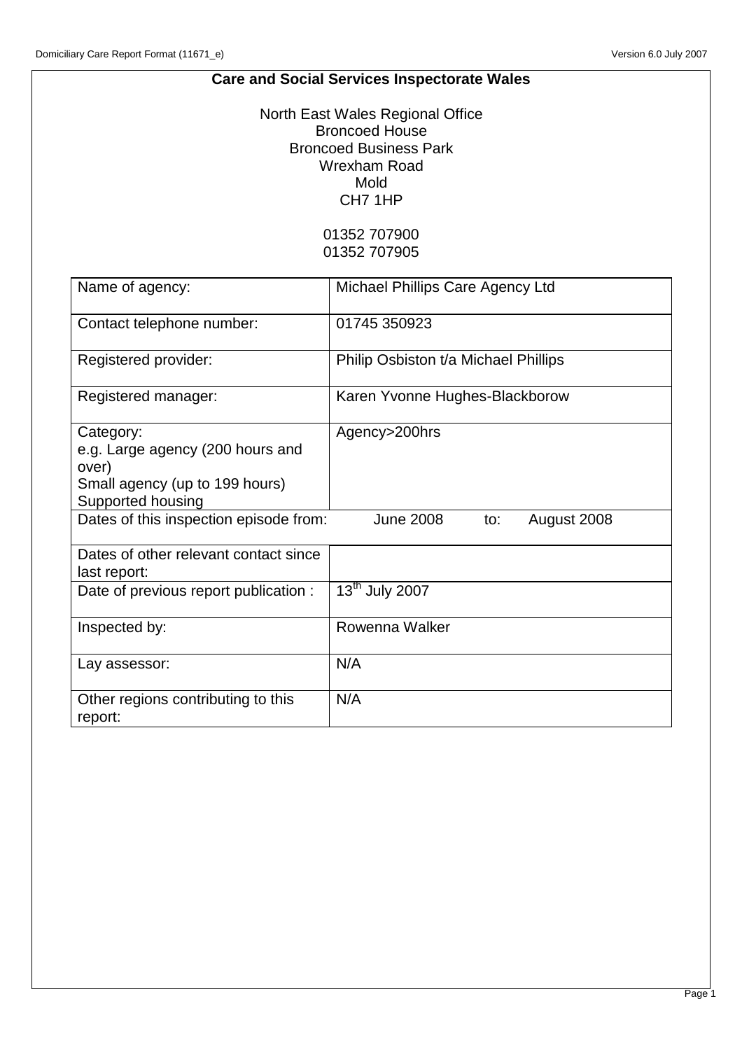**Care and Social Services Inspectorate Wales**

North East Wales Regional Office
Broncoed House
Broncoed Business Park
Wrexham Road
Mold
CH7 1HP

01352 707900
01352 707905

| | |
|---|---|
| Name of agency: | Michael Phillips Care Agency Ltd |
| Contact telephone number: | 01745 350923 |
| Registered provider: | Philip Osbiston t/a Michael Phillips |
| Registered manager: | Karen Yvonne Hughes-Blackborow |
| Category:<br>e.g. Large agency (200 hours and over)<br>Small agency (up to 199 hours)<br>Supported housing | Agency>200hrs |
| Dates of this inspection episode from: | June 2008 to: August 2008 |
| Dates of other relevant contact since last report: | |
| Date of previous report publication : | 13th July 2007 |
| Inspected by: | Rowenna Walker |
| Lay assessor: | N/A |
| Other regions contributing to this report: | N/A |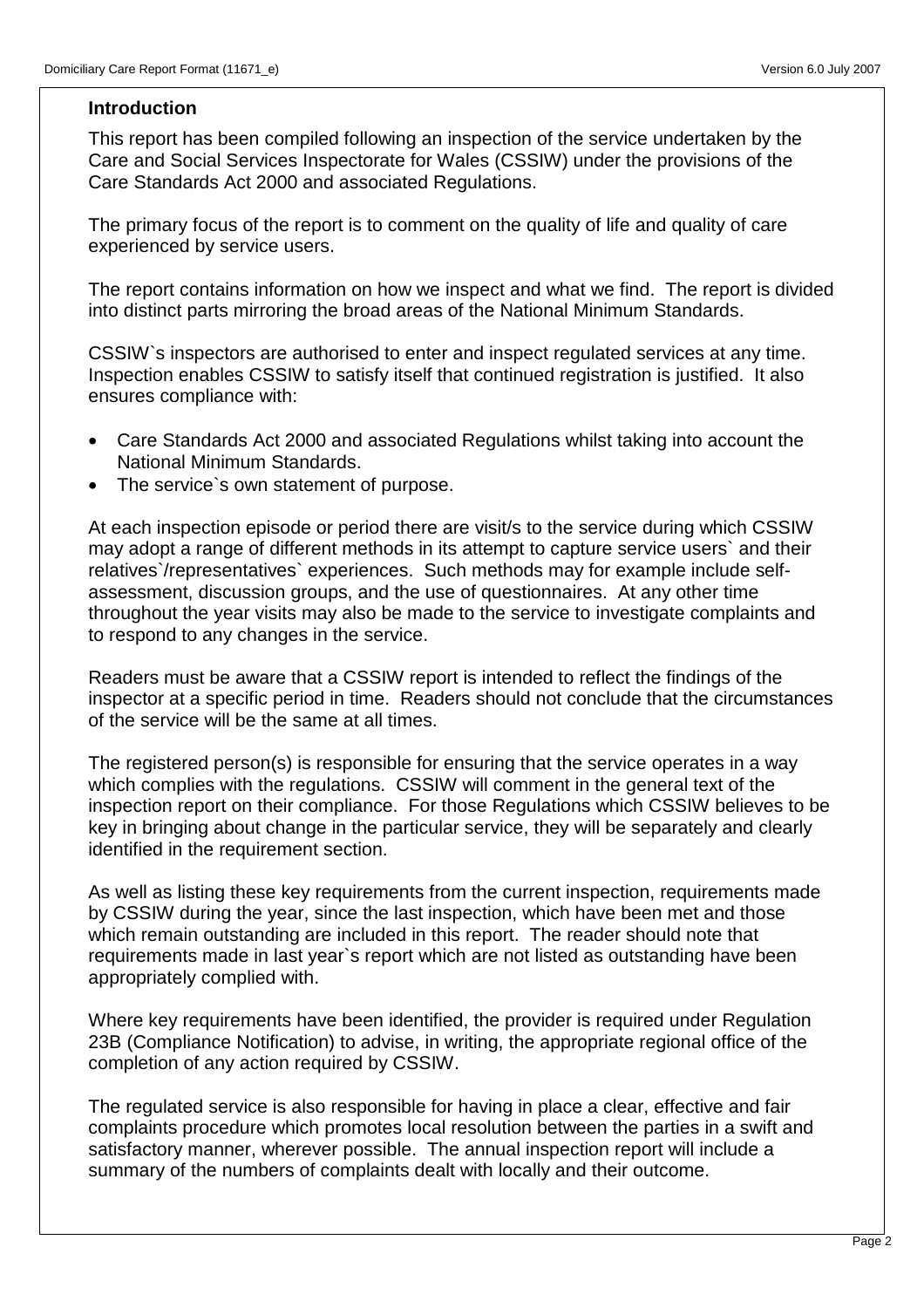## Introduction

This report has been compiled following an inspection of the service undertaken by the Care and Social Services Inspectorate for Wales (CSSIW) under the provisions of the Care Standards Act 2000 and associated Regulations.

The primary focus of the report is to comment on the quality of life and quality of care experienced by service users.

The report contains information on how we inspect and what we find. The report is divided into distinct parts mirroring the broad areas of the National Minimum Standards.

CSSIW`s inspectors are authorised to enter and inspect regulated services at any time. Inspection enables CSSIW to satisfy itself that continued registration is justified. It also ensures compliance with:

- Care Standards Act 2000 and associated Regulations whilst taking into account the National Minimum Standards.
- The service`s own statement of purpose.

At each inspection episode or period there are visit/s to the service during which CSSIW may adopt a range of different methods in its attempt to capture service users` and their relatives`/representatives` experiences. Such methods may for example include self-assessment, discussion groups, and the use of questionnaires. At any other time throughout the year visits may also be made to the service to investigate complaints and to respond to any changes in the service.

Readers must be aware that a CSSIW report is intended to reflect the findings of the inspector at a specific period in time. Readers should not conclude that the circumstances of the service will be the same at all times.

The registered person(s) is responsible for ensuring that the service operates in a way which complies with the regulations. CSSIW will comment in the general text of the inspection report on their compliance. For those Regulations which CSSIW believes to be key in bringing about change in the particular service, they will be separately and clearly identified in the requirement section.

As well as listing these key requirements from the current inspection, requirements made by CSSIW during the year, since the last inspection, which have been met and those which remain outstanding are included in this report. The reader should note that requirements made in last year`s report which are not listed as outstanding have been appropriately complied with.

Where key requirements have been identified, the provider is required under Regulation 23B (Compliance Notification) to advise, in writing, the appropriate regional office of the completion of any action required by CSSIW.

The regulated service is also responsible for having in place a clear, effective and fair complaints procedure which promotes local resolution between the parties in a swift and satisfactory manner, wherever possible. The annual inspection report will include a summary of the numbers of complaints dealt with locally and their outcome.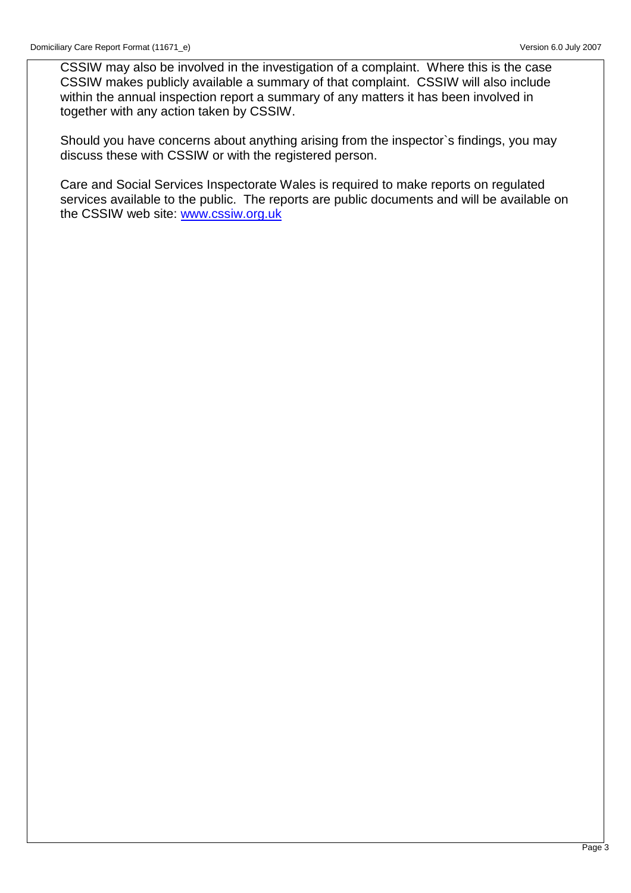CSSIW may also be involved in the investigation of a complaint. Where this is the case CSSIW makes publicly available a summary of that complaint. CSSIW will also include within the annual inspection report a summary of any matters it has been involved in together with any action taken by CSSIW.

Should you have concerns about anything arising from the inspector`s findings, you may discuss these with CSSIW or with the registered person.

Care and Social Services Inspectorate Wales is required to make reports on regulated services available to the public. The reports are public documents and will be available on the CSSIW web site: [www.cssiw.org.uk](http://www.cssiw.org.uk)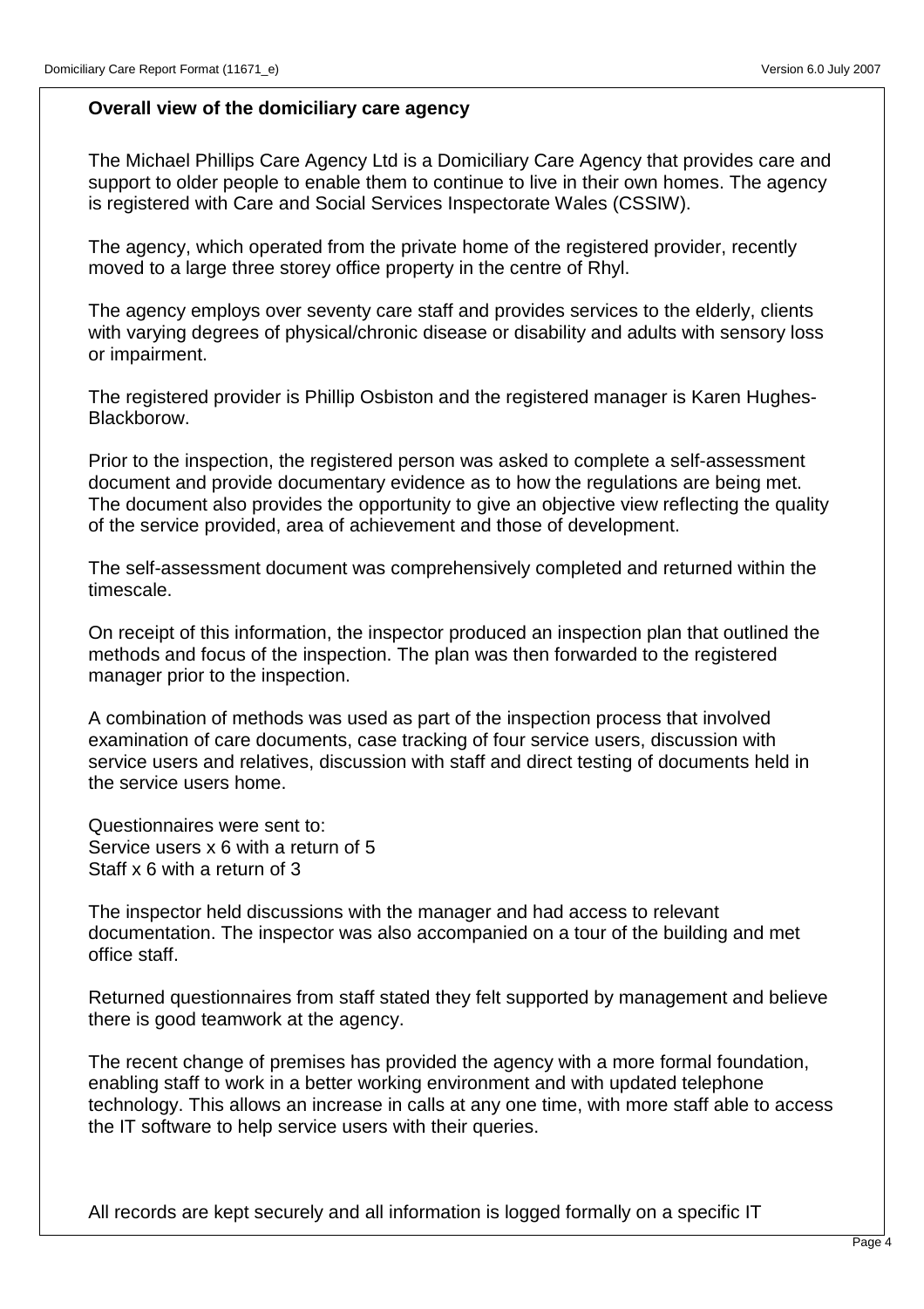**Overall view of the domiciliary care agency**

The Michael Phillips Care Agency Ltd is a Domiciliary Care Agency that provides care and support to older people to enable them to continue to live in their own homes. The agency is registered with Care and Social Services Inspectorate Wales (CSSIW).

The agency, which operated from the private home of the registered provider, recently moved to a large three storey office property in the centre of Rhyl.

The agency employs over seventy care staff and provides services to the elderly, clients with varying degrees of physical/chronic disease or disability and adults with sensory loss or impairment.

The registered provider is Phillip Osbiston and the registered manager is Karen Hughes-Blackborow.

Prior to the inspection, the registered person was asked to complete a self-assessment document and provide documentary evidence as to how the regulations are being met. The document also provides the opportunity to give an objective view reflecting the quality of the service provided, area of achievement and those of development.

The self-assessment document was comprehensively completed and returned within the timescale.

On receipt of this information, the inspector produced an inspection plan that outlined the methods and focus of the inspection. The plan was then forwarded to the registered manager prior to the inspection.

A combination of methods was used as part of the inspection process that involved examination of care documents, case tracking of four service users, discussion with service users and relatives, discussion with staff and direct testing of documents held in the service users home.

Questionnaires were sent to:
Service users x 6 with a return of 5
Staff x 6 with a return of 3

The inspector held discussions with the manager and had access to relevant documentation. The inspector was also accompanied on a tour of the building and met office staff.

Returned questionnaires from staff stated they felt supported by management and believe there is good teamwork at the agency.

The recent change of premises has provided the agency with a more formal foundation, enabling staff to work in a better working environment and with updated telephone technology. This allows an increase in calls at any one time, with more staff able to access the IT software to help service users with their queries.

All records are kept securely and all information is logged formally on a specific IT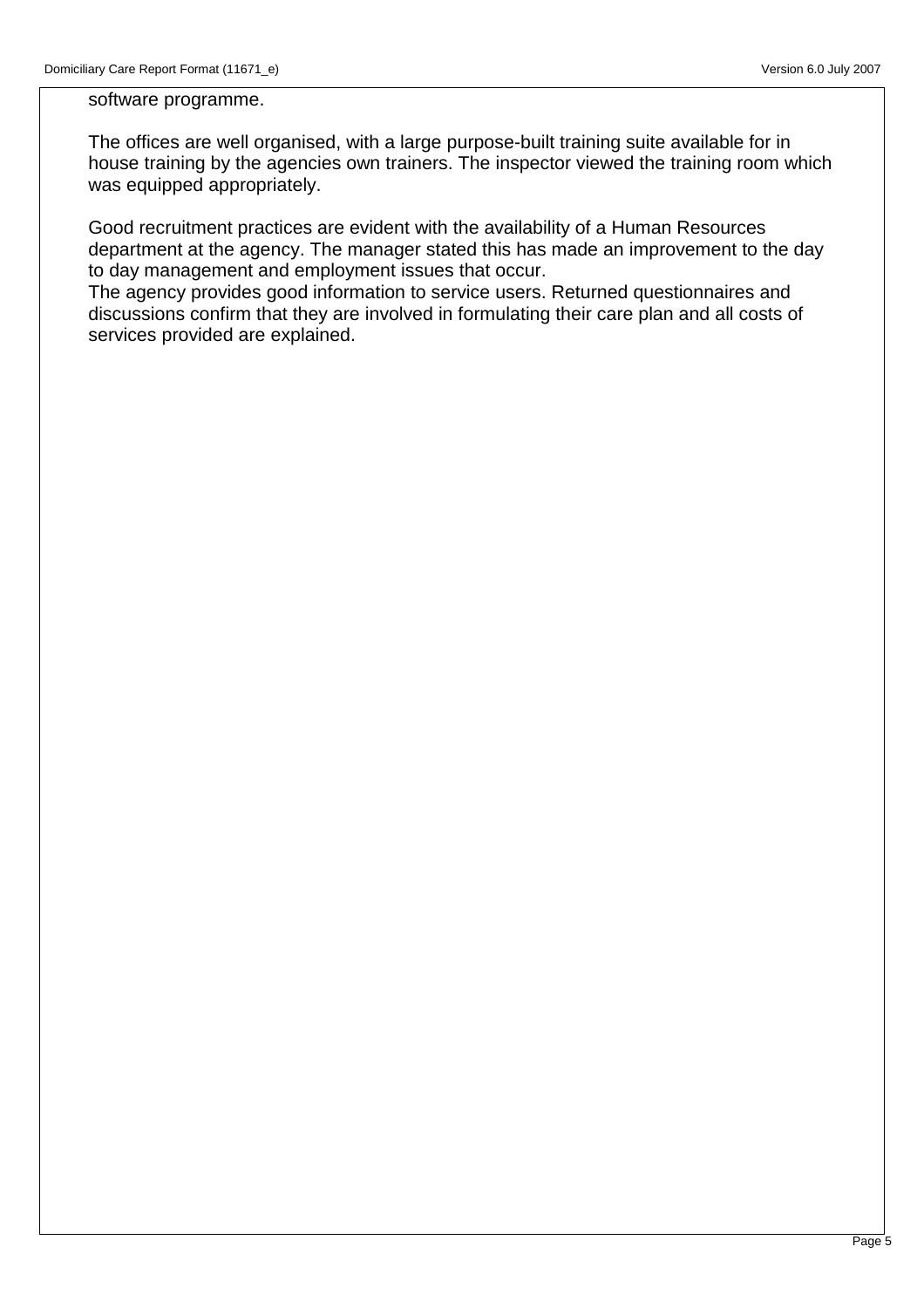software programme.

The offices are well organised, with a large purpose-built training suite available for in house training by the agencies own trainers. The inspector viewed the training room which was equipped appropriately.

Good recruitment practices are evident with the availability of a Human Resources department at the agency. The manager stated this has made an improvement to the day to day management and employment issues that occur.
The agency provides good information to service users. Returned questionnaires and discussions confirm that they are involved in formulating their care plan and all costs of services provided are explained.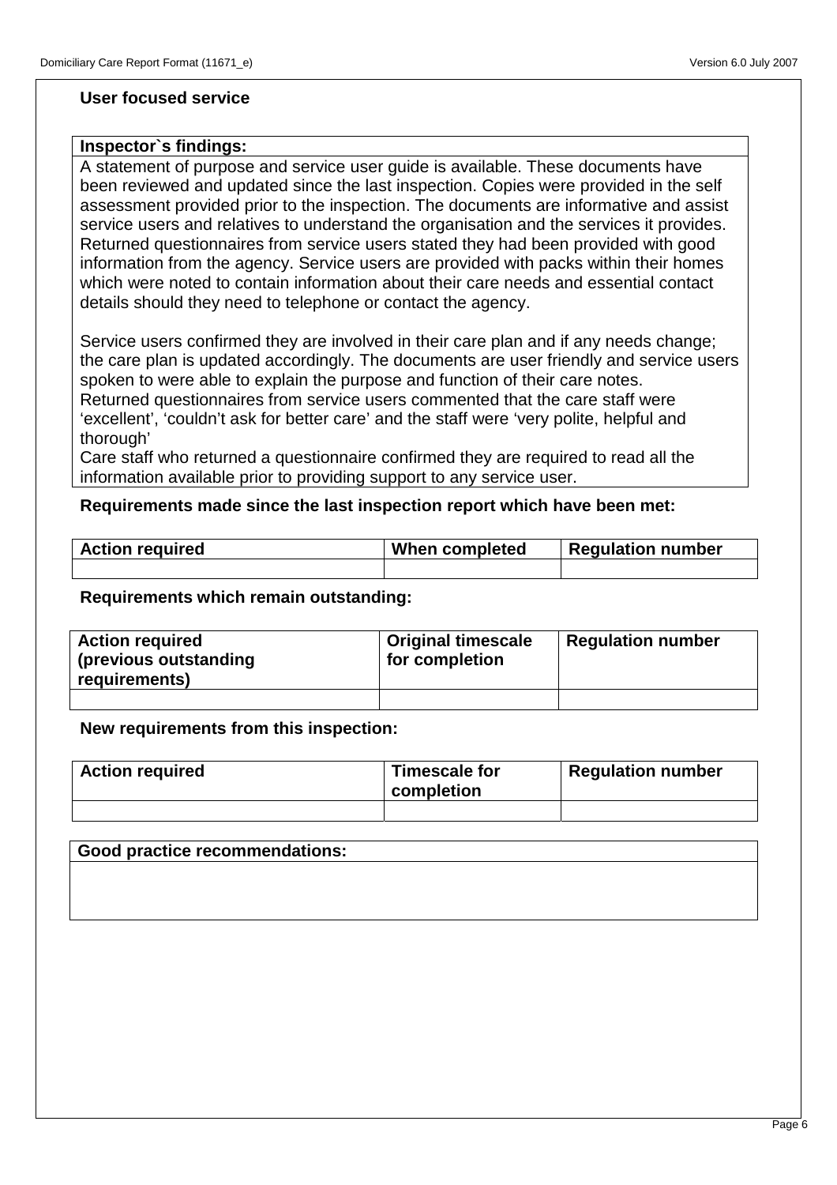### User focused service

| Inspector`s findings: |
|---|
| A statement of purpose and service user guide is available. These documents have been reviewed and updated since the last inspection. Copies were provided in the self assessment provided prior to the inspection. The documents are informative and assist service users and relatives to understand the organisation and the services it provides. Returned questionnaires from service users stated they had been provided with good information from the agency. Service users are provided with packs within their homes which were noted to contain information about their care needs and essential contact details should they need to telephone or contact the agency.<br><br>Service users confirmed they are involved in their care plan and if any needs change; the care plan is updated accordingly. The documents are user friendly and service users spoken to were able to explain the purpose and function of their care notes.<br>Returned questionnaires from service users commented that the care staff were 'excellent', 'couldn't ask for better care' and the staff were 'very polite, helpful and thorough'<br>Care staff who returned a questionnaire confirmed they are required to read all the information available prior to providing support to any service user. |

**Requirements made since the last inspection report which have been met:**

| Action required | When completed | Regulation number |
|---|---|---|
| | | |

**Requirements which remain outstanding:**

| Action required (previous outstanding requirements) | Original timescale for completion | Regulation number |
|---|---|---|
| | | |

**New requirements from this inspection:**

| Action required | Timescale for completion | Regulation number |
|---|---|---|
| | | |

| Good practice recommendations: |
|---|
| |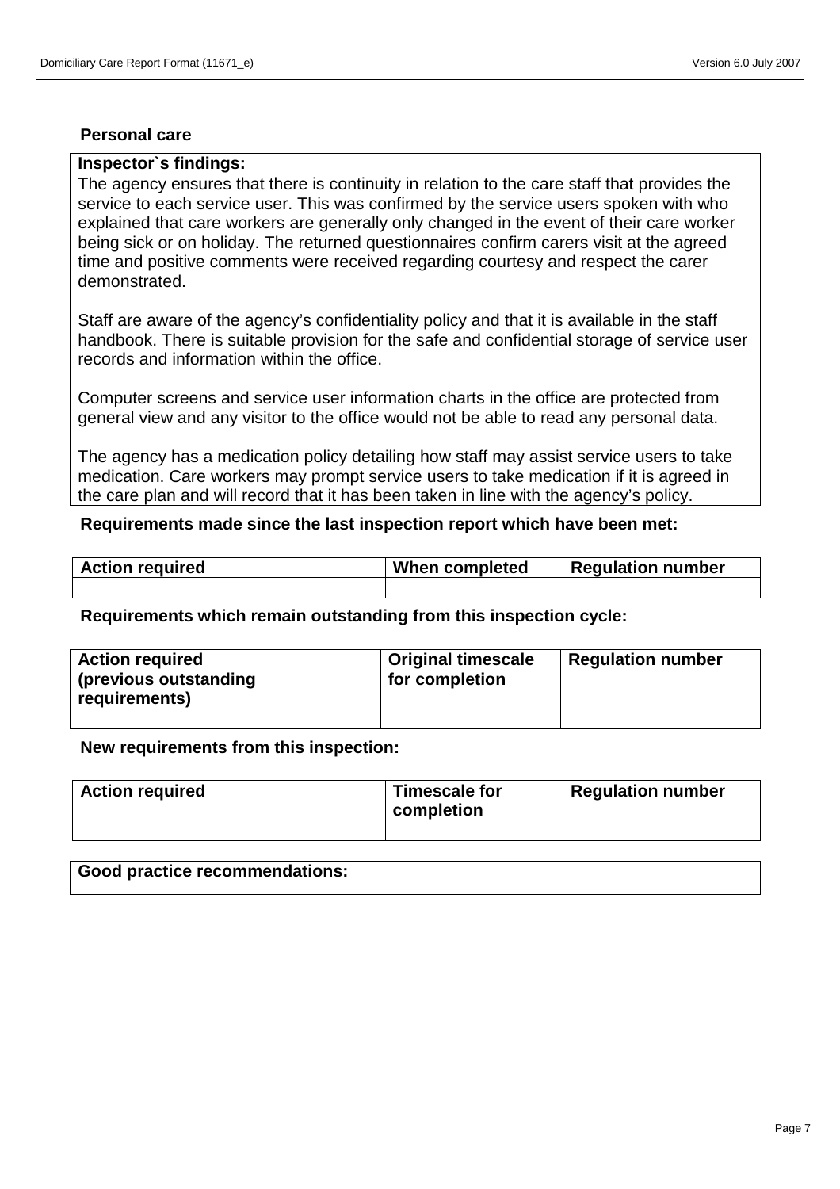## Personal care

| Inspector`s findings: |
|---|
| The agency ensures that there is continuity in relation to the care staff that provides the service to each service user. This was confirmed by the service users spoken with who explained that care workers are generally only changed in the event of their care worker being sick or on holiday. The returned questionnaires confirm carers visit at the agreed time and positive comments were received regarding courtesy and respect the carer demonstrated.<br><br>Staff are aware of the agency's confidentiality policy and that it is available in the staff handbook. There is suitable provision for the safe and confidential storage of service user records and information within the office.<br><br>Computer screens and service user information charts in the office are protected from general view and any visitor to the office would not be able to read any personal data.<br><br>The agency has a medication policy detailing how staff may assist service users to take medication. Care workers may prompt service users to take medication if it is agreed in the care plan and will record that it has been taken in line with the agency's policy. |

**Requirements made since the last inspection report which have been met:**

| Action required | When completed | Regulation number |
|---|---|---|
| | | |

**Requirements which remain outstanding from this inspection cycle:**

| Action required (previous outstanding requirements) | Original timescale for completion | Regulation number |
|---|---|---|
| | | |

**New requirements from this inspection:**

| Action required | Timescale for completion | Regulation number |
|---|---|---|
| | | |

| Good practice recommendations: |
|---|
| |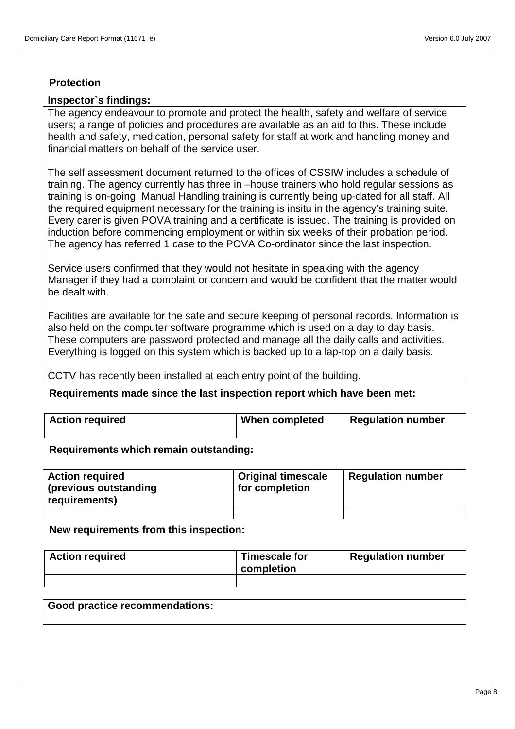## Protection

**Inspector`s findings:**

The agency endeavour to promote and protect the health, safety and welfare of service users; a range of policies and procedures are available as an aid to this. These include health and safety, medication, personal safety for staff at work and handling money and financial matters on behalf of the service user.

The self assessment document returned to the offices of CSSIW includes a schedule of training. The agency currently has three in –house trainers who hold regular sessions as training is on-going. Manual Handling training is currently being up-dated for all staff. All the required equipment necessary for the training is insitu in the agency's training suite. Every carer is given POVA training and a certificate is issued. The training is provided on induction before commencing employment or within six weeks of their probation period. The agency has referred 1 case to the POVA Co-ordinator since the last inspection.

Service users confirmed that they would not hesitate in speaking with the agency Manager if they had a complaint or concern and would be confident that the matter would be dealt with.

Facilities are available for the safe and secure keeping of personal records. Information is also held on the computer software programme which is used on a day to day basis. These computers are password protected and manage all the daily calls and activities. Everything is logged on this system which is backed up to a lap-top on a daily basis.

CCTV has recently been installed at each entry point of the building.

**Requirements made since the last inspection report which have been met:**

| Action required | When completed | Regulation number |
|---|---|---|
| | | |

**Requirements which remain outstanding:**

| Action required (previous outstanding requirements) | Original timescale for completion | Regulation number |
|---|---|---|
| | | |

**New requirements from this inspection:**

| Action required | Timescale for completion | Regulation number |
|---|---|---|
| | | |

| Good practice recommendations: |
|---|
| |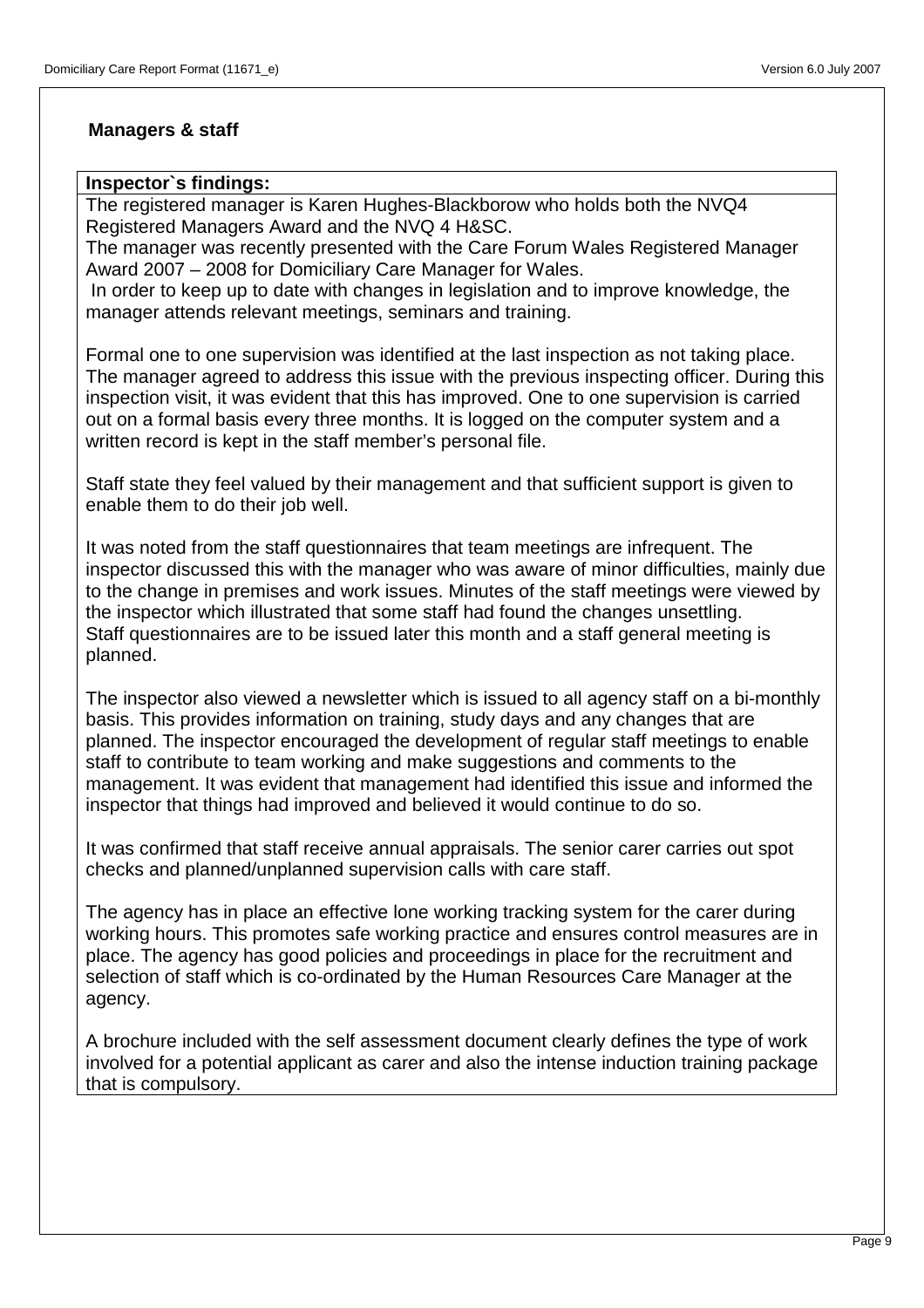## Managers & staff

**Inspector`s findings:**

The registered manager is Karen Hughes-Blackborow who holds both the NVQ4 Registered Managers Award and the NVQ 4 H&SC.
The manager was recently presented with the Care Forum Wales Registered Manager Award 2007 – 2008 for Domiciliary Care Manager for Wales.
In order to keep up to date with changes in legislation and to improve knowledge, the manager attends relevant meetings, seminars and training.

Formal one to one supervision was identified at the last inspection as not taking place. The manager agreed to address this issue with the previous inspecting officer. During this inspection visit, it was evident that this has improved. One to one supervision is carried out on a formal basis every three months. It is logged on the computer system and a written record is kept in the staff member's personal file.

Staff state they feel valued by their management and that sufficient support is given to enable them to do their job well.

It was noted from the staff questionnaires that team meetings are infrequent. The inspector discussed this with the manager who was aware of minor difficulties, mainly due to the change in premises and work issues. Minutes of the staff meetings were viewed by the inspector which illustrated that some staff had found the changes unsettling.
Staff questionnaires are to be issued later this month and a staff general meeting is planned.

The inspector also viewed a newsletter which is issued to all agency staff on a bi-monthly basis. This provides information on training, study days and any changes that are planned. The inspector encouraged the development of regular staff meetings to enable staff to contribute to team working and make suggestions and comments to the management. It was evident that management had identified this issue and informed the inspector that things had improved and believed it would continue to do so.

It was confirmed that staff receive annual appraisals. The senior carer carries out spot checks and planned/unplanned supervision calls with care staff.

The agency has in place an effective lone working tracking system for the carer during working hours. This promotes safe working practice and ensures control measures are in place. The agency has good policies and proceedings in place for the recruitment and selection of staff which is co-ordinated by the Human Resources Care Manager at the agency.

A brochure included with the self assessment document clearly defines the type of work involved for a potential applicant as carer and also the intense induction training package that is compulsory.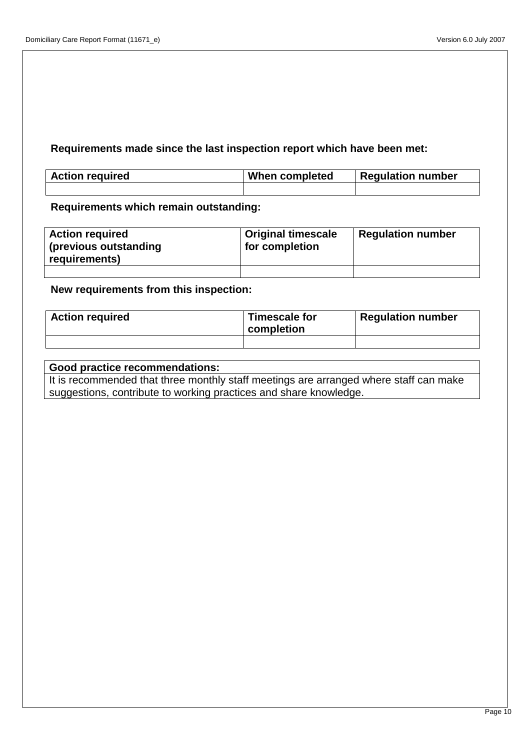**Requirements made since the last inspection report which have been met:**

| Action required | When completed | Regulation number |
| --- | --- | --- |
| | | |

**Requirements which remain outstanding:**

| Action required (previous outstanding requirements) | Original timescale for completion | Regulation number |
| --- | --- | --- |
| | | |

**New requirements from this inspection:**

| Action required | Timescale for completion | Regulation number |
| --- | --- | --- |
| | | |

| Good practice recommendations: |
| --- |
| It is recommended that three monthly staff meetings are arranged where staff can make suggestions, contribute to working practices and share knowledge. |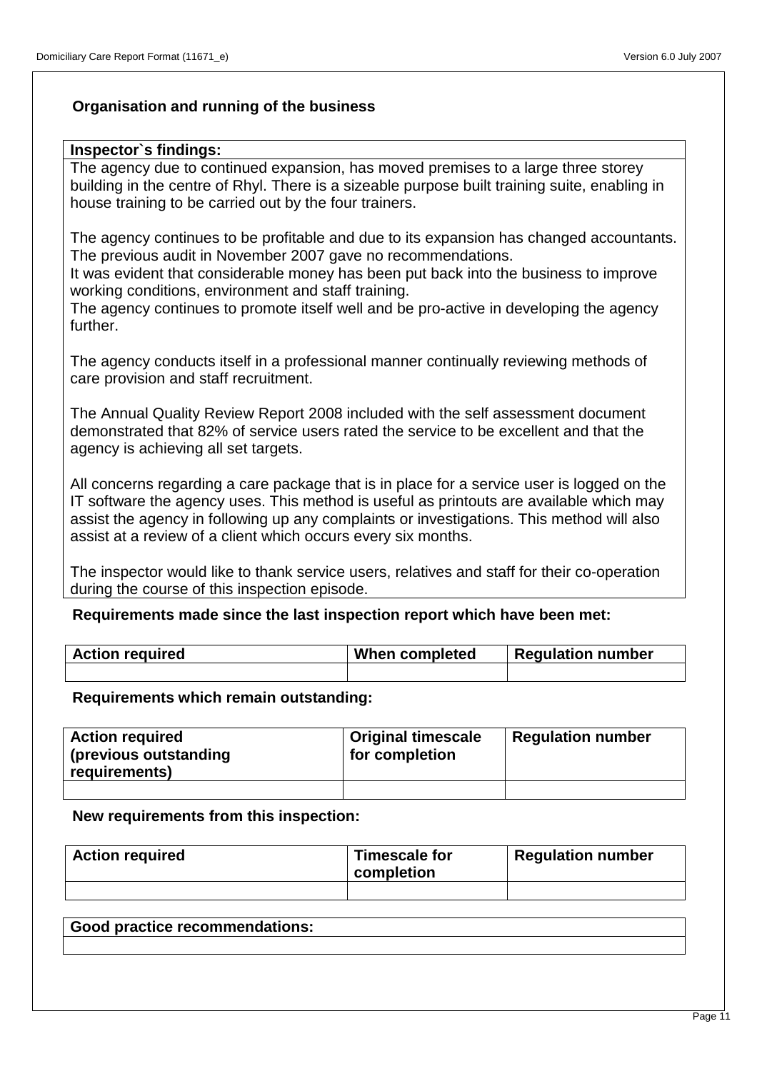## Organisation and running of the business

| Inspector`s findings: |
|---|
| The agency due to continued expansion, has moved premises to a large three storey building in the centre of Rhyl. There is a sizeable purpose built training suite, enabling in house training to be carried out by the four trainers.<br><br>The agency continues to be profitable and due to its expansion has changed accountants. The previous audit in November 2007 gave no recommendations.<br>It was evident that considerable money has been put back into the business to improve working conditions, environment and staff training.<br>The agency continues to promote itself well and be pro-active in developing the agency further.<br><br>The agency conducts itself in a professional manner continually reviewing methods of care provision and staff recruitment.<br><br>The Annual Quality Review Report 2008 included with the self assessment document demonstrated that 82% of service users rated the service to be excellent and that the agency is achieving all set targets.<br><br>All concerns regarding a care package that is in place for a service user is logged on the IT software the agency uses. This method is useful as printouts are available which may assist the agency in following up any complaints or investigations. This method will also assist at a review of a client which occurs every six months.<br><br>The inspector would like to thank service users, relatives and staff for their co-operation during the course of this inspection episode. |

### Requirements made since the last inspection report which have been met:

| Action required | When completed | Regulation number |
|---|---|---|
| | | |

### Requirements which remain outstanding:

| Action required (previous outstanding requirements) | Original timescale for completion | Regulation number |
|---|---|---|
| | | |

### New requirements from this inspection:

| Action required | Timescale for completion | Regulation number |
|---|---|---|
| | | |

| Good practice recommendations: |
|---|
| |